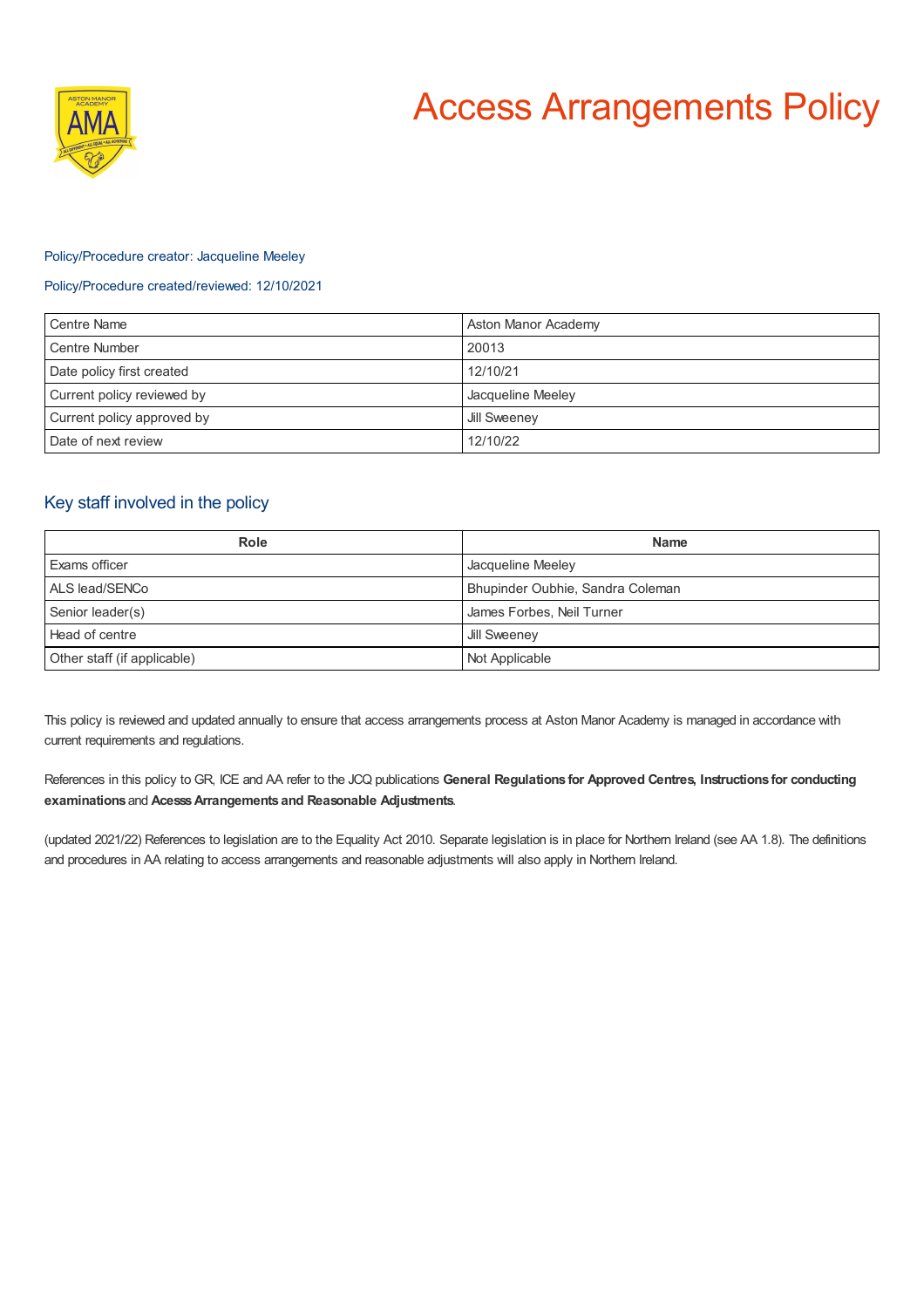# Access Arrangements Policy

Policy/Procedure creator: Jacqueline Meeley

Policy/Procedure created/reviewed: 12/10/2021

| Centre Name | Aston Manor Academy |
|---|---|
| Centre Number | 20013 |
| Date policy first created | 12/10/21 |
| Current policy reviewed by | Jacqueline Meeley |
| Current policy approved by | Jill Sweeney |
| Date of next review | 12/10/22 |

## Key staff involved in the policy

| Role | Name |
|---|---|
| Exams officer | Jacqueline Meeley |
| ALS lead/SENCo | Bhupinder Oubhie, Sandra Coleman |
| Senior leader(s) | James Forbes, Neil Turner |
| Head of centre | Jill Sweeney |
| Other staff (if applicable) | Not Applicable |

This policy is reviewed and updated annually to ensure that access arrangements process at Aston Manor Academy is managed in accordance with current requirements and regulations.

References in this policy to GR, ICE and AA refer to the JCQ publications **General Regulations for Approved Centres, Instructions for conducting examinations** and **Acesss Arrangements and Reasonable Adjustments**.

(updated 2021/22) References to legislation are to the Equality Act 2010. Separate legislation is in place for Northern Ireland (see AA 1.8). The definitions and procedures in AA relating to access arrangements and reasonable adjustments will also apply in Northern Ireland.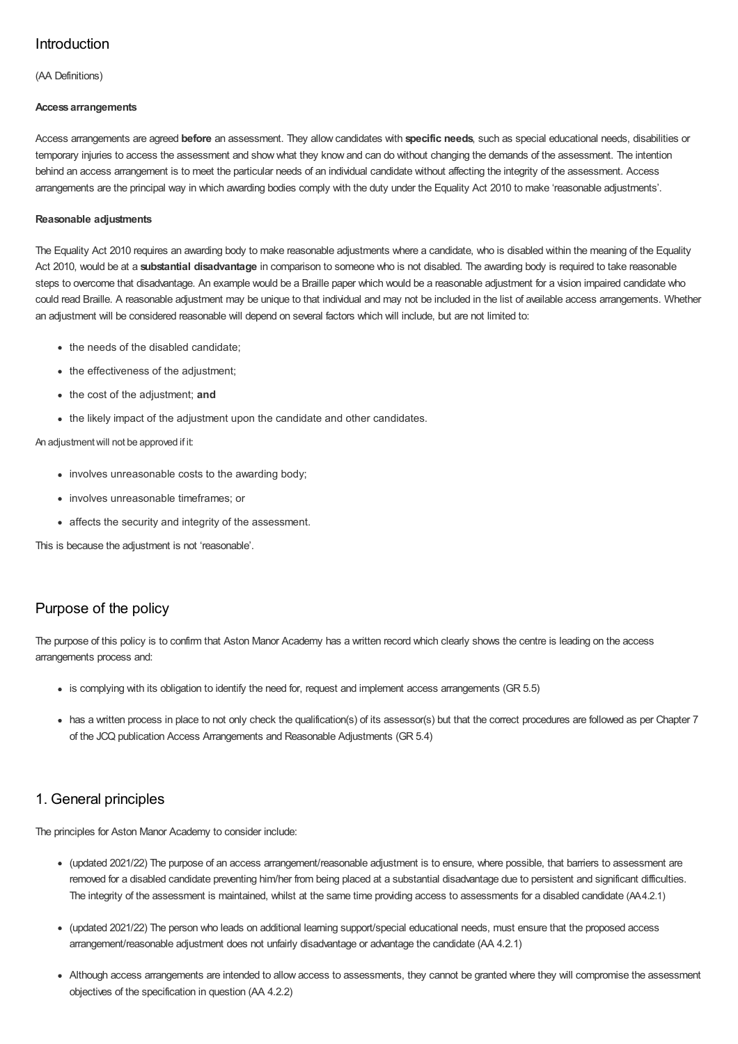## Introduction

(AA Definitions)

**Access arrangements**

Access arrangements are agreed **before** an assessment. They allow candidates with **specific needs**, such as special educational needs, disabilities or temporary injuries to access the assessment and show what they know and can do without changing the demands of the assessment. The intention behind an access arrangement is to meet the particular needs of an individual candidate without affecting the integrity of the assessment. Access arrangements are the principal way in which awarding bodies comply with the duty under the Equality Act 2010 to make 'reasonable adjustments'.

**Reasonable adjustments**

The Equality Act 2010 requires an awarding body to make reasonable adjustments where a candidate, who is disabled within the meaning of the Equality Act 2010, would be at a **substantial disadvantage** in comparison to someone who is not disabled. The awarding body is required to take reasonable steps to overcome that disadvantage. An example would be a Braille paper which would be a reasonable adjustment for a vision impaired candidate who could read Braille. A reasonable adjustment may be unique to that individual and may not be included in the list of available access arrangements. Whether an adjustment will be considered reasonable will depend on several factors which will include, but are not limited to:

- the needs of the disabled candidate;
- the effectiveness of the adjustment;
- the cost of the adjustment; **and**
- the likely impact of the adjustment upon the candidate and other candidates.

An adjustment will not be approved if it:

- involves unreasonable costs to the awarding body;
- involves unreasonable timeframes; or
- affects the security and integrity of the assessment.

This is because the adjustment is not 'reasonable'.

## Purpose of the policy

The purpose of this policy is to confirm that Aston Manor Academy has a written record which clearly shows the centre is leading on the access arrangements process and:

- is complying with its obligation to identify the need for, request and implement access arrangements (GR 5.5)
- has a written process in place to not only check the qualification(s) of its assessor(s) but that the correct procedures are followed as per Chapter 7 of the JCQ publication Access Arrangements and Reasonable Adjustments (GR 5.4)

## 1. General principles

The principles for Aston Manor Academy to consider include:

- (updated 2021/22) The purpose of an access arrangement/reasonable adjustment is to ensure, where possible, that barriers to assessment are removed for a disabled candidate preventing him/her from being placed at a substantial disadvantage due to persistent and significant difficulties. The integrity of the assessment is maintained, whilst at the same time providing access to assessments for a disabled candidate (AA 4.2.1)
- (updated 2021/22) The person who leads on additional learning support/special educational needs, must ensure that the proposed access arrangement/reasonable adjustment does not unfairly disadvantage or advantage the candidate (AA 4.2.1)
- Although access arrangements are intended to allow access to assessments, they cannot be granted where they will compromise the assessment objectives of the specification in question (AA 4.2.2)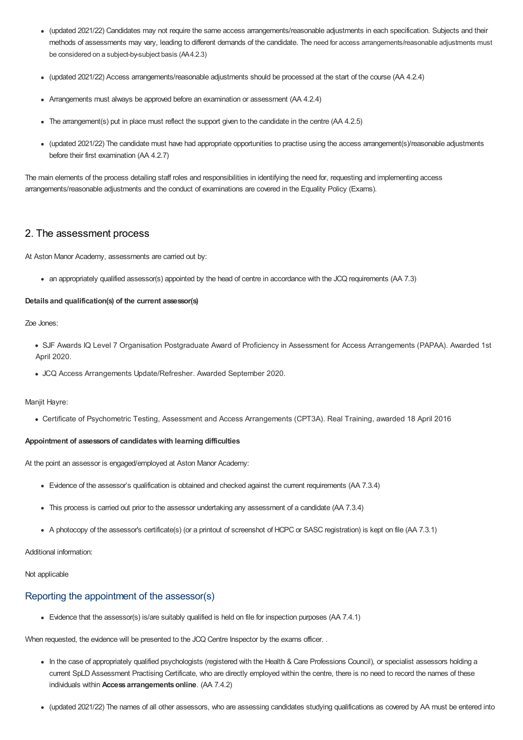- (updated 2021/22) Candidates may not require the same access arrangements/reasonable adjustments in each specification. Subjects and their methods of assessments may vary, leading to different demands of the candidate. The need for access arrangements/reasonable adjustments must be considered on a subject-by-subject basis (AA4.2.3)
- (updated 2021/22) Access arrangements/reasonable adjustments should be processed at the start of the course (AA 4.2.4)
- Arrangements must always be approved before an examination or assessment (AA 4.2.4)
- The arrangement(s) put in place must reflect the support given to the candidate in the centre (AA 4.2.5)
- (updated 2021/22) The candidate must have had appropriate opportunities to practise using the access arrangement(s)/reasonable adjustments before their first examination (AA 4.2.7)

The main elements of the process detailing staff roles and responsibilities in identifying the need for, requesting and implementing access arrangements/reasonable adjustments and the conduct of examinations are covered in the Equality Policy (Exams).

## 2. The assessment process

At Aston Manor Academy, assessments are carried out by:

- an appropriately qualified assessor(s) appointed by the head of centre in accordance with the JCQ requirements (AA 7.3)

**Details and qualification(s) of the current assessor(s)**

Zoe Jones:

- SJF Awards IQ Level 7 Organisation Postgraduate Award of Proficiency in Assessment for Access Arrangements (PAPAA). Awarded 1st April 2020.
- JCQ Access Arrangements Update/Refresher. Awarded September 2020.

Manjit Hayre:

- Certificate of Psychometric Testing, Assessment and Access Arrangements (CPT3A). Real Training, awarded 18 April 2016

**Appointment of assessors of candidates with learning difficulties**

At the point an assessor is engaged/employed at Aston Manor Academy:

- Evidence of the assessor's qualification is obtained and checked against the current requirements (AA 7.3.4)
- This process is carried out prior to the assessor undertaking any assessment of a candidate (AA 7.3.4)
- A photocopy of the assessor's certificate(s) (or a printout of screenshot of HCPC or SASC registration) is kept on file (AA 7.3.1)

Additional information:

Not applicable

### Reporting the appointment of the assessor(s)

- Evidence that the assessor(s) is/are suitably qualified is held on file for inspection purposes (AA 7.4.1)

When requested, the evidence will be presented to the JCQ Centre Inspector by the exams officer. .

- In the case of appropriately qualified psychologists (registered with the Health & Care Professions Council), or specialist assessors holding a current SpLD Assessment Practising Certificate, who are directly employed within the centre, there is no need to record the names of these individuals within **Access arrangements online**. (AA 7.4.2)
- (updated 2021/22) The names of all other assessors, who are assessing candidates studying qualifications as covered by AA must be entered into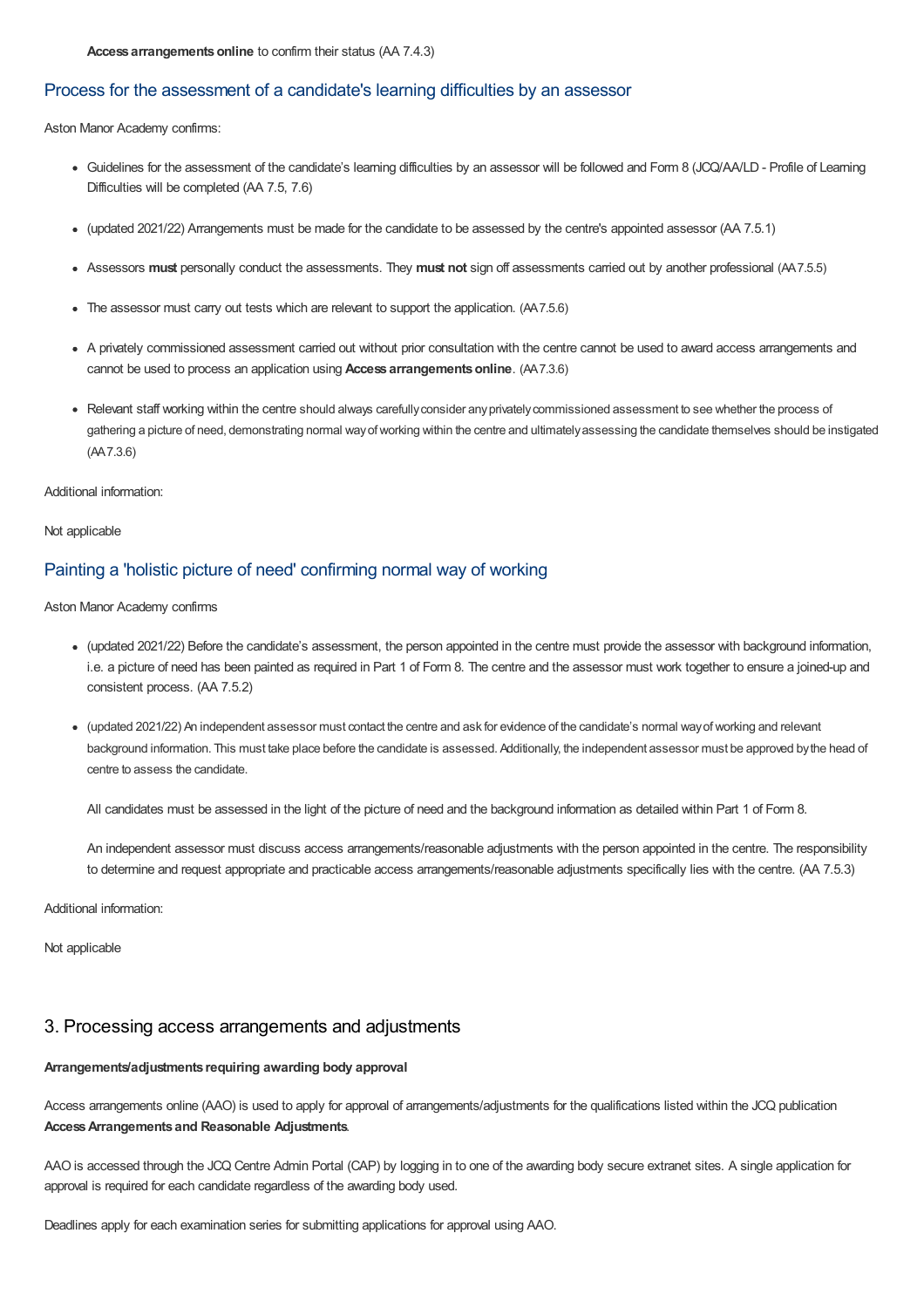**Access arrangements online** to confirm their status (AA 7.4.3)

## Process for the assessment of a candidate's learning difficulties by an assessor

Aston Manor Academy confirms:

- Guidelines for the assessment of the candidate's learning difficulties by an assessor will be followed and Form 8 (JCQ/AA/LD - Profile of Learning Difficulties will be completed (AA 7.5, 7.6)
- (updated 2021/22) Arrangements must be made for the candidate to be assessed by the centre's appointed assessor (AA 7.5.1)
- Assessors **must** personally conduct the assessments. They **must not** sign off assessments carried out by another professional (AA7.5.5)
- The assessor must carry out tests which are relevant to support the application. (AA7.5.6)
- A privately commissioned assessment carried out without prior consultation with the centre cannot be used to award access arrangements and cannot be used to process an application using **Access arrangements online**. (AA7.3.6)
- Relevant staff working within the centre should always carefully consider any privately commissioned assessment to see whether the process of gathering a picture of need, demonstrating normal way of working within the centre and ultimately assessing the candidate themselves should be instigated (AA7.3.6)

Additional information:

Not applicable

## Painting a 'holistic picture of need' confirming normal way of working

Aston Manor Academy confirms

- (updated 2021/22) Before the candidate's assessment, the person appointed in the centre must provide the assessor with background information, i.e. a picture of need has been painted as required in Part 1 of Form 8. The centre and the assessor must work together to ensure a joined-up and consistent process. (AA 7.5.2)
- (updated 2021/22) An independent assessor must contact the centre and ask for evidence of the candidate's normal way of working and relevant background information. This must take place before the candidate is assessed. Additionally, the independent assessor must be approved by the head of centre to assess the candidate.

  All candidates must be assessed in the light of the picture of need and the background information as detailed within Part 1 of Form 8.

  An independent assessor must discuss access arrangements/reasonable adjustments with the person appointed in the centre. The responsibility to determine and request appropriate and practicable access arrangements/reasonable adjustments specifically lies with the centre. (AA 7.5.3)

Additional information:

Not applicable

# 3. Processing access arrangements and adjustments

**Arrangements/adjustments requiring awarding body approval**

Access arrangements online (AAO) is used to apply for approval of arrangements/adjustments for the qualifications listed within the JCQ publication **Access Arrangements and Reasonable Adjustments**.

AAO is accessed through the JCQ Centre Admin Portal (CAP) by logging in to one of the awarding body secure extranet sites. A single application for approval is required for each candidate regardless of the awarding body used.

Deadlines apply for each examination series for submitting applications for approval using AAO.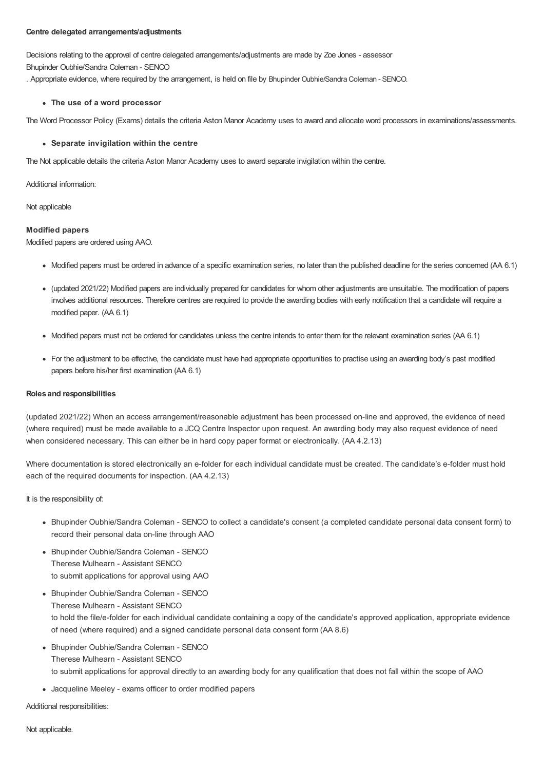**Centre delegated arrangements/adjustments**

Decisions relating to the approval of centre delegated arrangements/adjustments are made by Zoe Jones - assessor
Bhupinder Oubhie/Sandra Coleman - SENCO
. Appropriate evidence, where required by the arrangement, is held on file by Bhupinder Oubhie/Sandra Coleman - SENCO.

- **The use of a word processor**

The Word Processor Policy (Exams) details the criteria Aston Manor Academy uses to award and allocate word processors in examinations/assessments.

- **Separate invigilation within the centre**

The Not applicable details the criteria Aston Manor Academy uses to award separate invigilation within the centre.

Additional information:

Not applicable

**Modified papers**
Modified papers are ordered using AAO.

- Modified papers must be ordered in advance of a specific examination series, no later than the published deadline for the series concerned (AA 6.1)
- (updated 2021/22) Modified papers are individually prepared for candidates for whom other adjustments are unsuitable. The modification of papers involves additional resources. Therefore centres are required to provide the awarding bodies with early notification that a candidate will require a modified paper. (AA 6.1)
- Modified papers must not be ordered for candidates unless the centre intends to enter them for the relevant examination series (AA 6.1)
- For the adjustment to be effective, the candidate must have had appropriate opportunities to practise using an awarding body's past modified papers before his/her first examination (AA 6.1)

**Roles and responsibilities**

(updated 2021/22) When an access arrangement/reasonable adjustment has been processed on-line and approved, the evidence of need (where required) must be made available to a JCQ Centre Inspector upon request. An awarding body may also request evidence of need when considered necessary. This can either be in hard copy paper format or electronically. (AA 4.2.13)

Where documentation is stored electronically an e-folder for each individual candidate must be created. The candidate's e-folder must hold each of the required documents for inspection. (AA 4.2.13)

It is the responsibility of:

- Bhupinder Oubhie/Sandra Coleman - SENCO to collect a candidate's consent (a completed candidate personal data consent form) to record their personal data on-line through AAO
- Bhupinder Oubhie/Sandra Coleman - SENCO
  Therese Mulhearn - Assistant SENCO
  to submit applications for approval using AAO
- Bhupinder Oubhie/Sandra Coleman - SENCO
  Therese Mulhearn - Assistant SENCO
  to hold the file/e-folder for each individual candidate containing a copy of the candidate's approved application, appropriate evidence of need (where required) and a signed candidate personal data consent form (AA 8.6)
- Bhupinder Oubhie/Sandra Coleman - SENCO
  Therese Mulhearn - Assistant SENCO
  to submit applications for approval directly to an awarding body for any qualification that does not fall within the scope of AAO
- Jacqueline Meeley - exams officer to order modified papers

Additional responsibilities:

Not applicable.